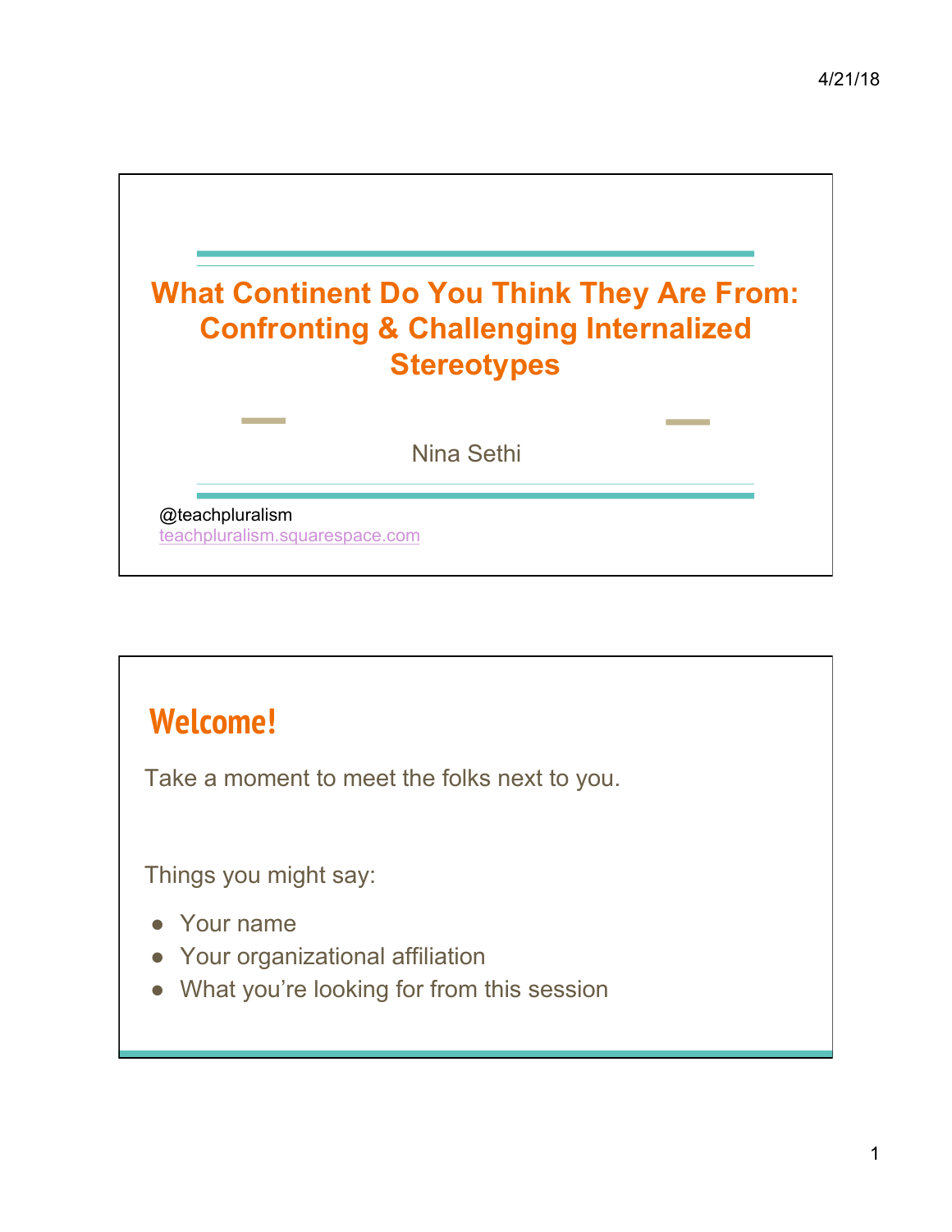# What Continent Do You Think They Are From: Confronting & Challenging Internalized Stereotypes

Nina Sethi

@teachpluralism
teachpluralism.squarespace.com

## Welcome!

Take a moment to meet the folks next to you.

Things you might say:

- Your name
- Your organizational affiliation
- What you're looking for from this session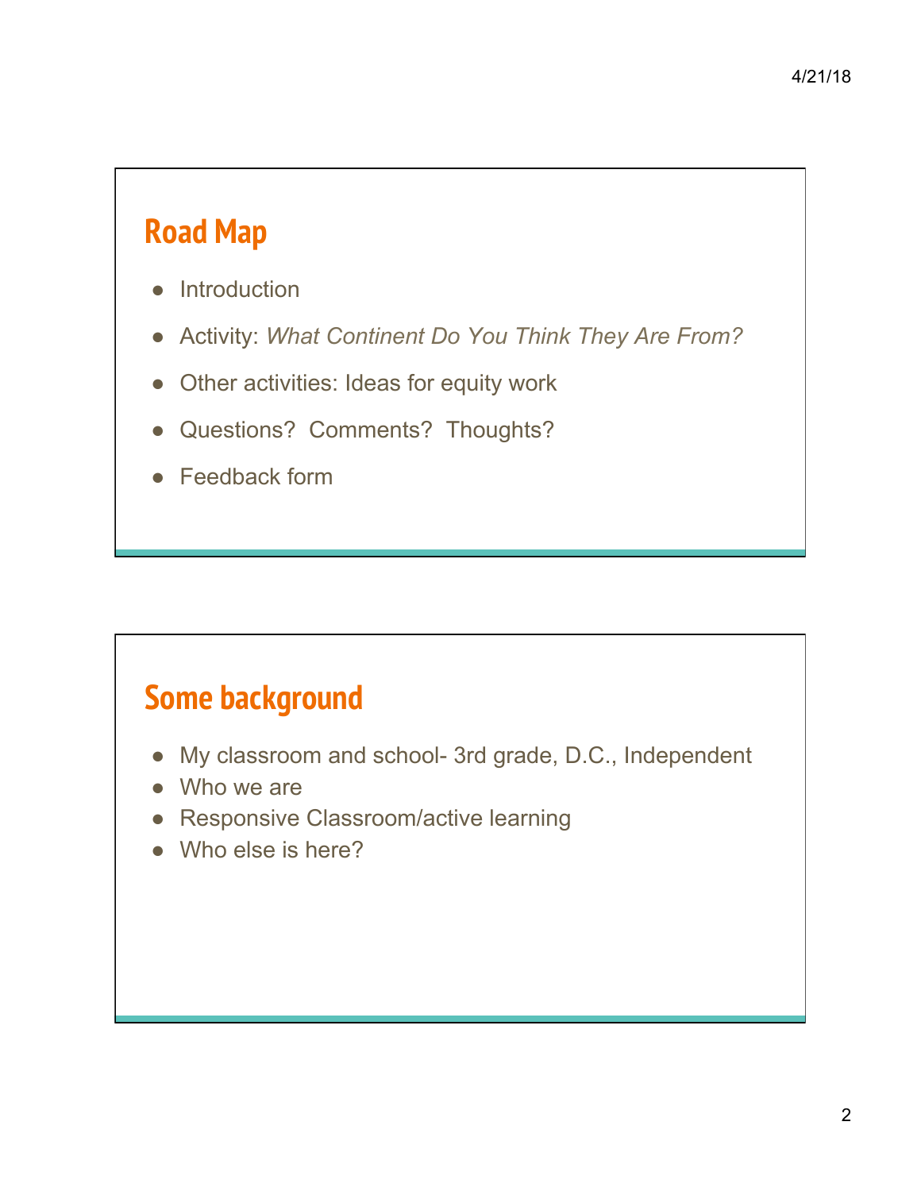## Road Map

- Introduction
- Activity: *What Continent Do You Think They Are From?*
- Other activities: Ideas for equity work
- Questions? Comments? Thoughts?
- Feedback form

## Some background

- My classroom and school- 3rd grade, D.C., Independent
- Who we are
- Responsive Classroom/active learning
- Who else is here?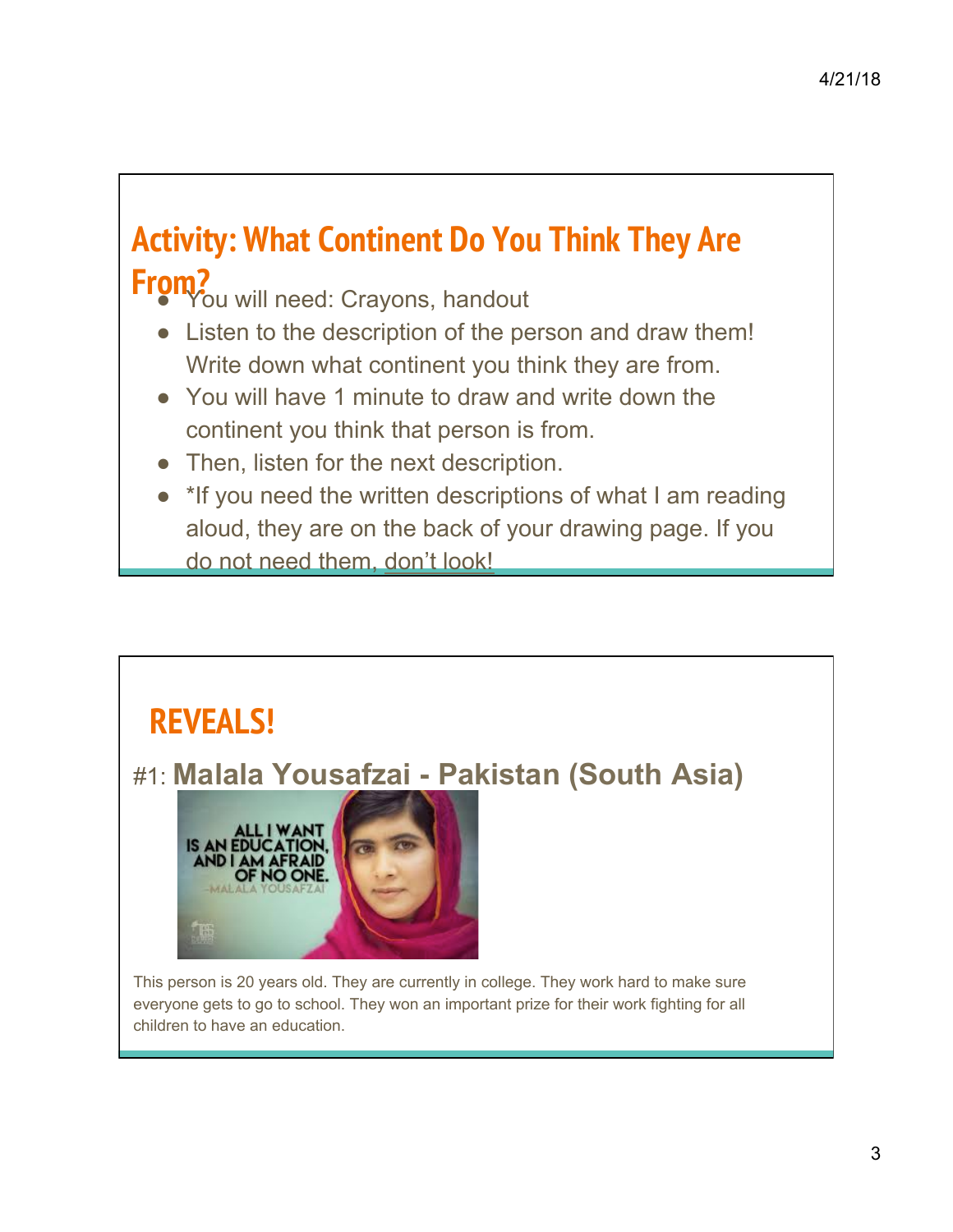## Activity: What Continent Do You Think They Are From?

- You will need: Crayons, handout
- Listen to the description of the person and draw them! Write down what continent you think they are from.
- You will have 1 minute to draw and write down the continent you think that person is from.
- Then, listen for the next description.
- *If you need the written descriptions of what I am reading aloud, they are on the back of your drawing page. If you do not need them, don't look!

## REVEALS!

#1: **Malala Yousafzai - Pakistan (South Asia)**

This person is 20 years old. They are currently in college. They work hard to make sure everyone gets to go to school. They won an important prize for their work fighting for all children to have an education.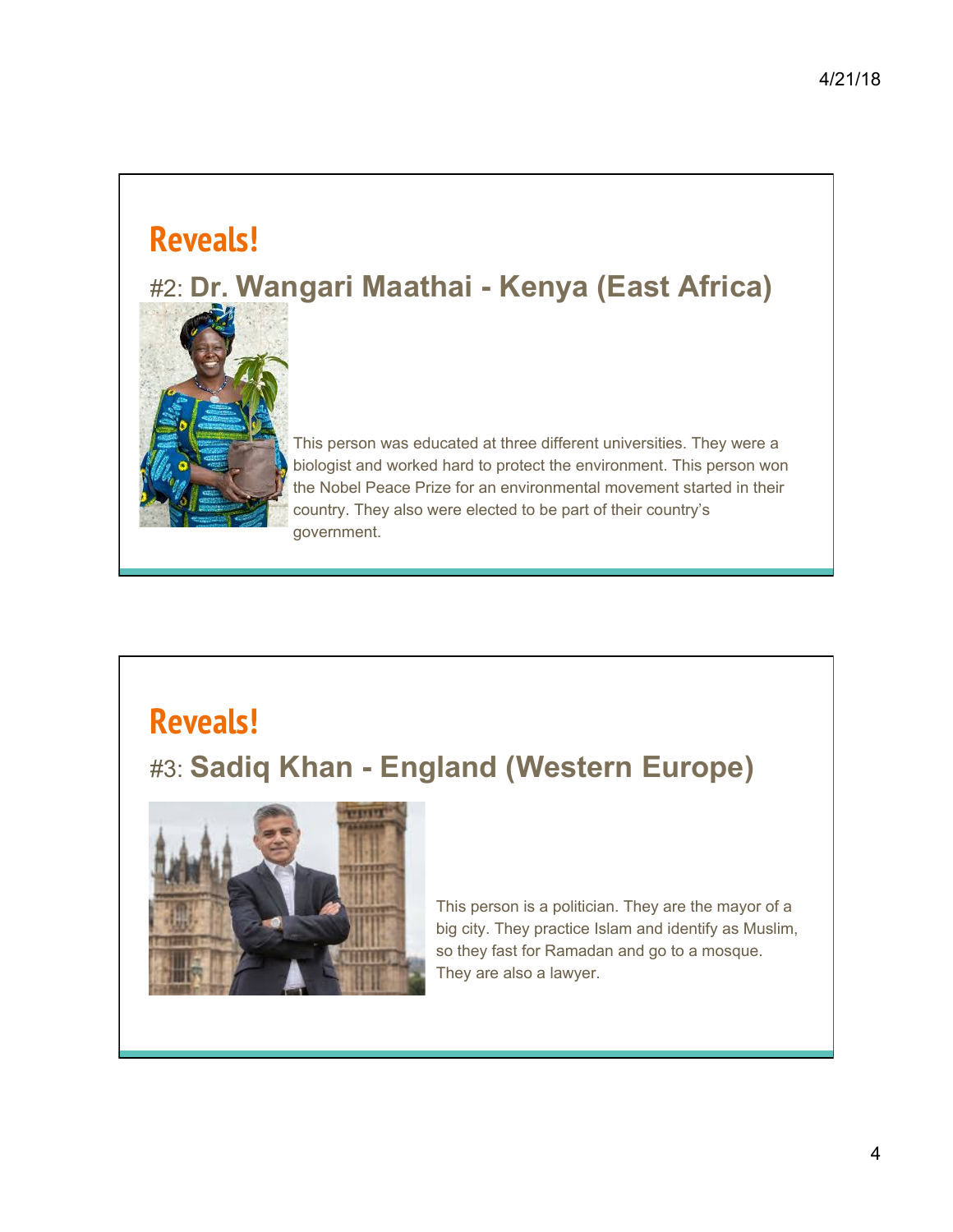## Reveals!

### #2: **Dr. Wangari Maathai - Kenya (East Africa)**

This person was educated at three different universities. They were a biologist and worked hard to protect the environment. This person won the Nobel Peace Prize for an environmental movement started in their country. They also were elected to be part of their country's government.

## Reveals!

### #3: **Sadiq Khan - England (Western Europe)**

This person is a politician. They are the mayor of a big city. They practice Islam and identify as Muslim, so they fast for Ramadan and go to a mosque. They are also a lawyer.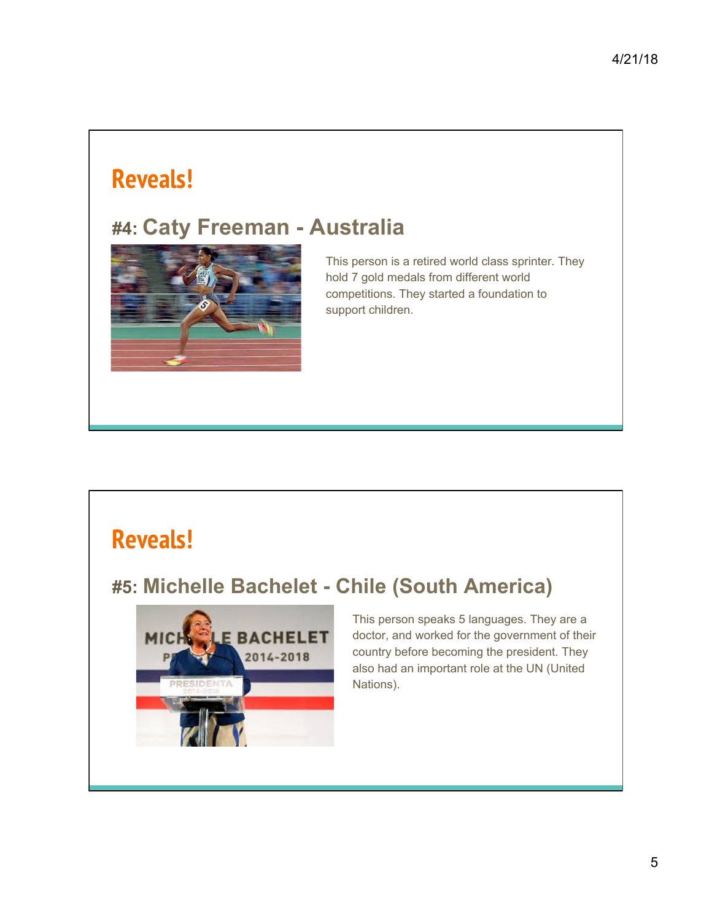## Reveals!

### #4: Caty Freeman - Australia

This person is a retired world class sprinter. They hold 7 gold medals from different world competitions. They started a foundation to support children.

## Reveals!

### #5: Michelle Bachelet - Chile (South America)

This person speaks 5 languages. They are a doctor, and worked for the government of their country before becoming the president. They also had an important role at the UN (United Nations).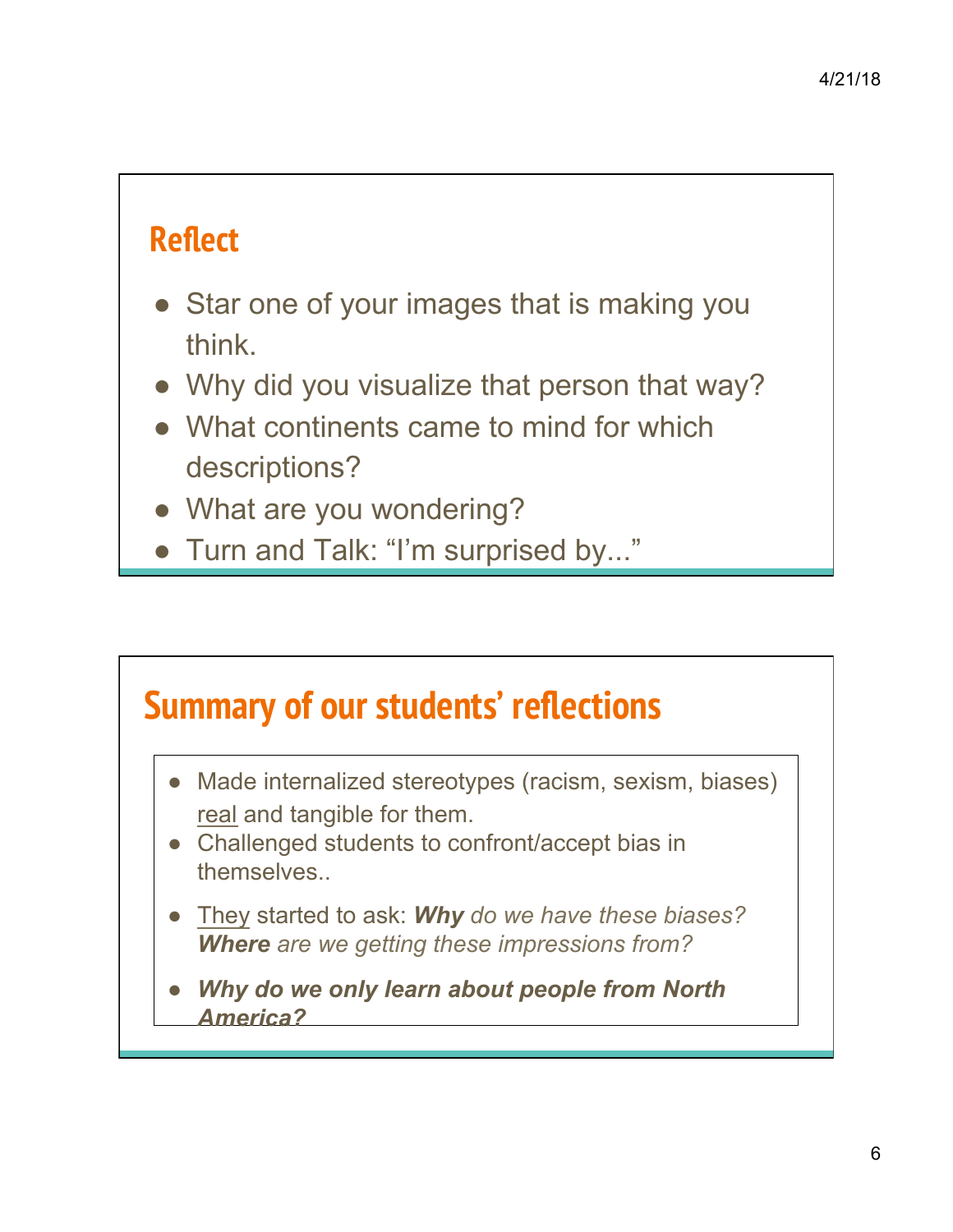## Reflect

- Star one of your images that is making you think.
- Why did you visualize that person that way?
- What continents came to mind for which descriptions?
- What are you wondering?
- Turn and Talk: "I'm surprised by..."

## Summary of our students' reflections

- Made internalized stereotypes (racism, sexism, biases) real and tangible for them.
- Challenged students to confront/accept bias in themselves..
- They started to ask: ***Why*** *do we have these biases?* ***Where*** *are we getting these impressions from?*
- ***Why do we only learn about people from North America?***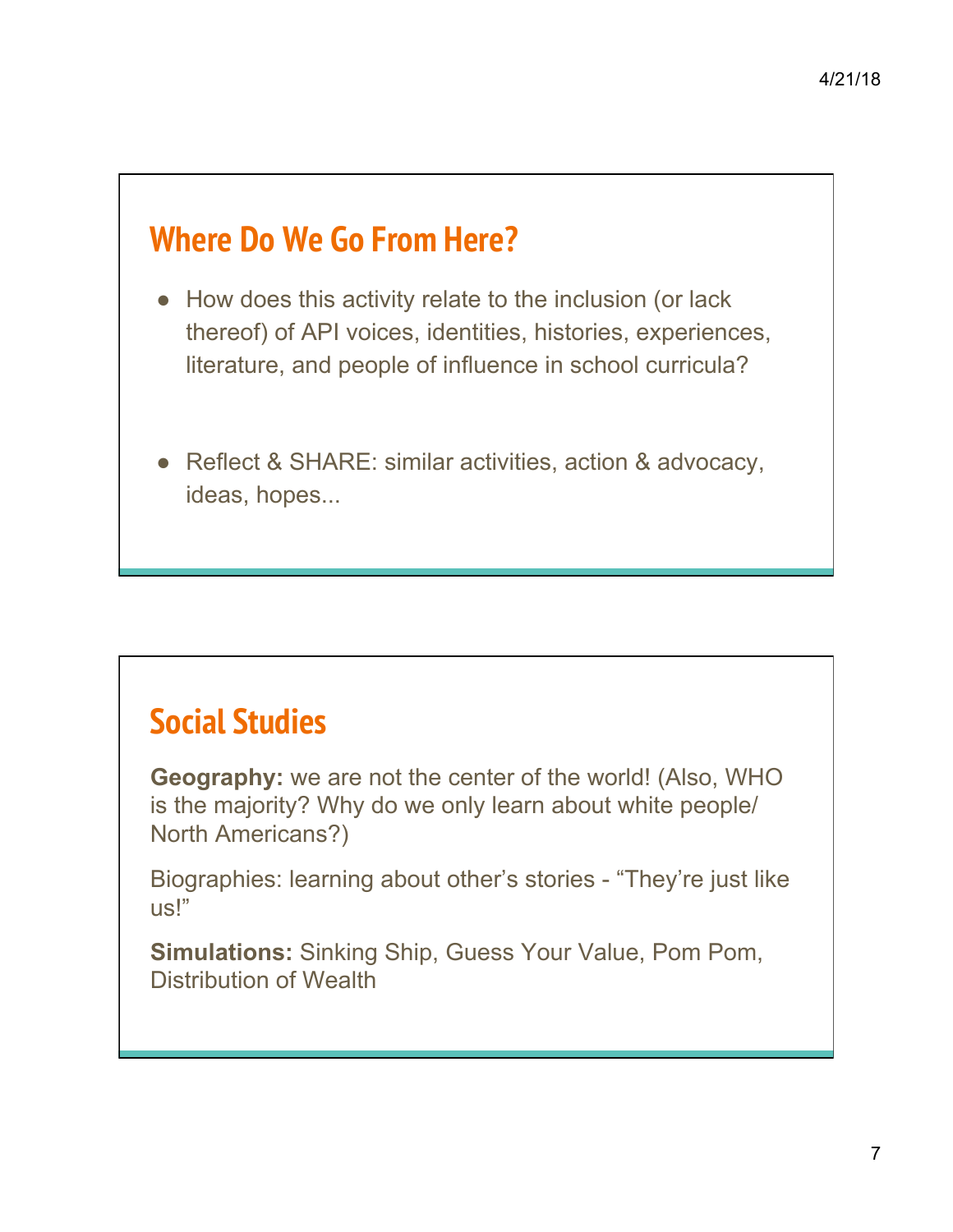## Where Do We Go From Here?

- How does this activity relate to the inclusion (or lack thereof) of API voices, identities, histories, experiences, literature, and people of influence in school curricula?

- Reflect & SHARE: similar activities, action & advocacy, ideas, hopes...

## Social Studies

**Geography:** we are not the center of the world! (Also, WHO is the majority? Why do we only learn about white people/ North Americans?)

Biographies: learning about other's stories - "They're just like us!"

**Simulations:** Sinking Ship, Guess Your Value, Pom Pom, Distribution of Wealth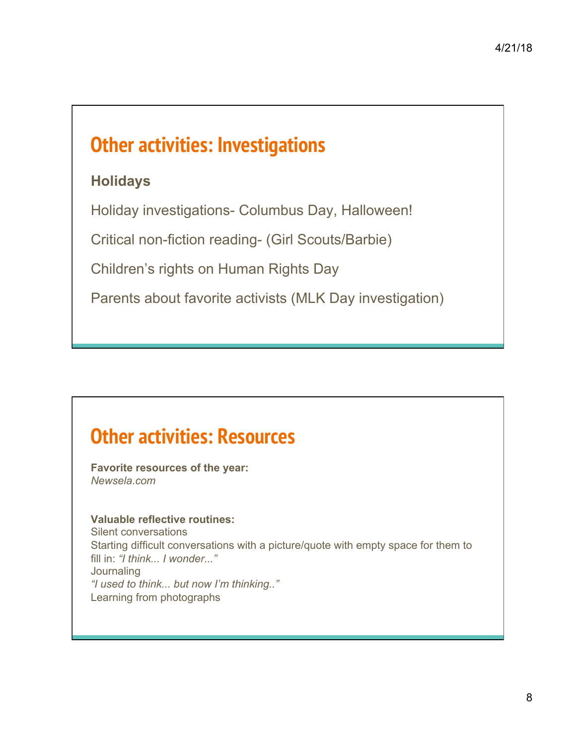## Other activities: Investigations

**Holidays**

Holiday investigations- Columbus Day, Halloween!

Critical non-fiction reading- (Girl Scouts/Barbie)

Children's rights on Human Rights Day

Parents about favorite activists (MLK Day investigation)

## Other activities: Resources

**Favorite resources of the year:**
*Newsela.com*

**Valuable reflective routines:**
Silent conversations
Starting difficult conversations with a picture/quote with empty space for them to fill in: *"I think... I wonder..."*
Journaling
*"I used to think... but now I'm thinking.."*
Learning from photographs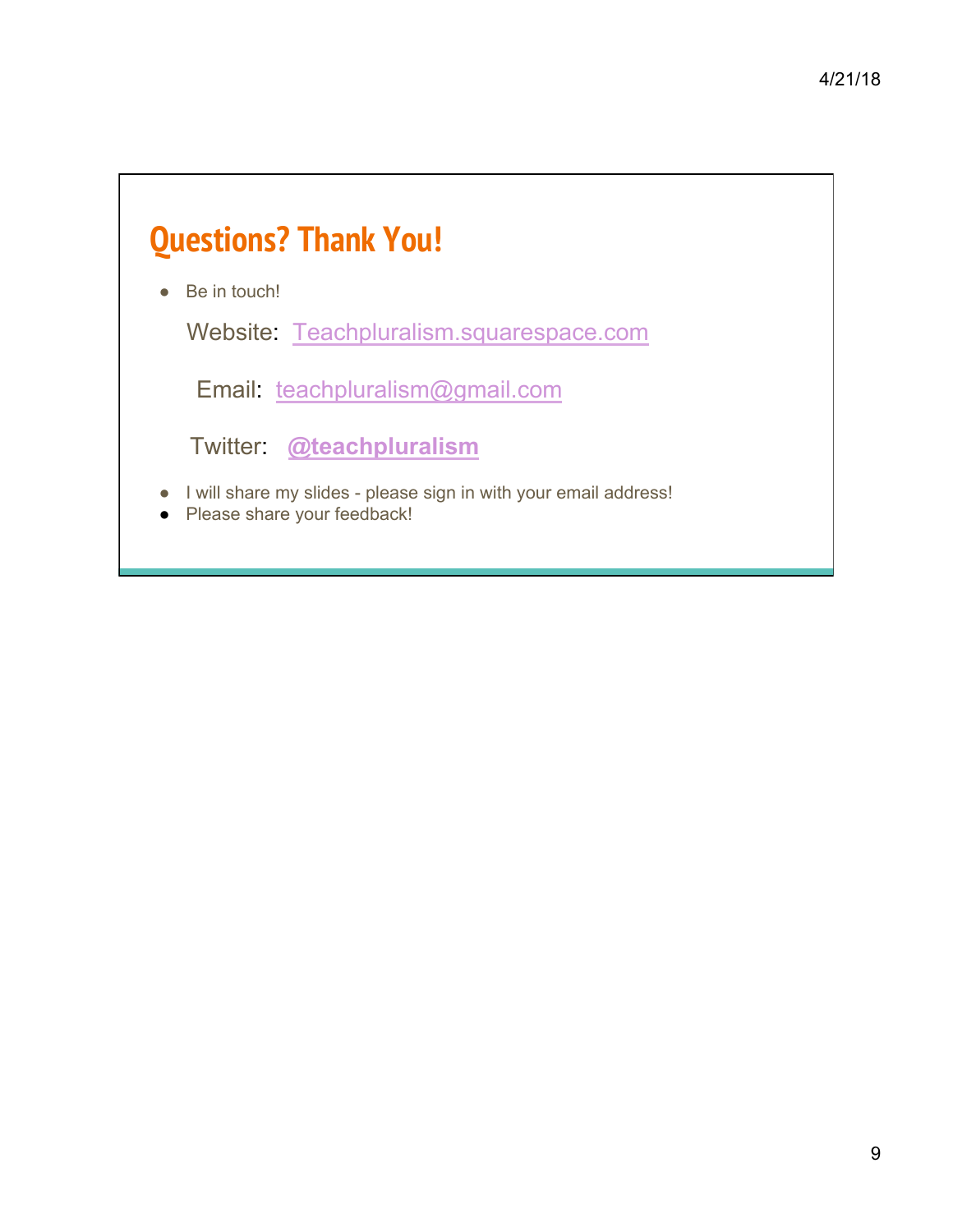# Questions? Thank You!

- Be in touch!

  Website: [Teachpluralism.squarespace.com](Teachpluralism.squarespace.com)

  Email: [teachpluralism@gmail.com](mailto:teachpluralism@gmail.com)

  Twitter: **@teachpluralism**

- I will share my slides - please sign in with your email address!
- Please share your feedback!